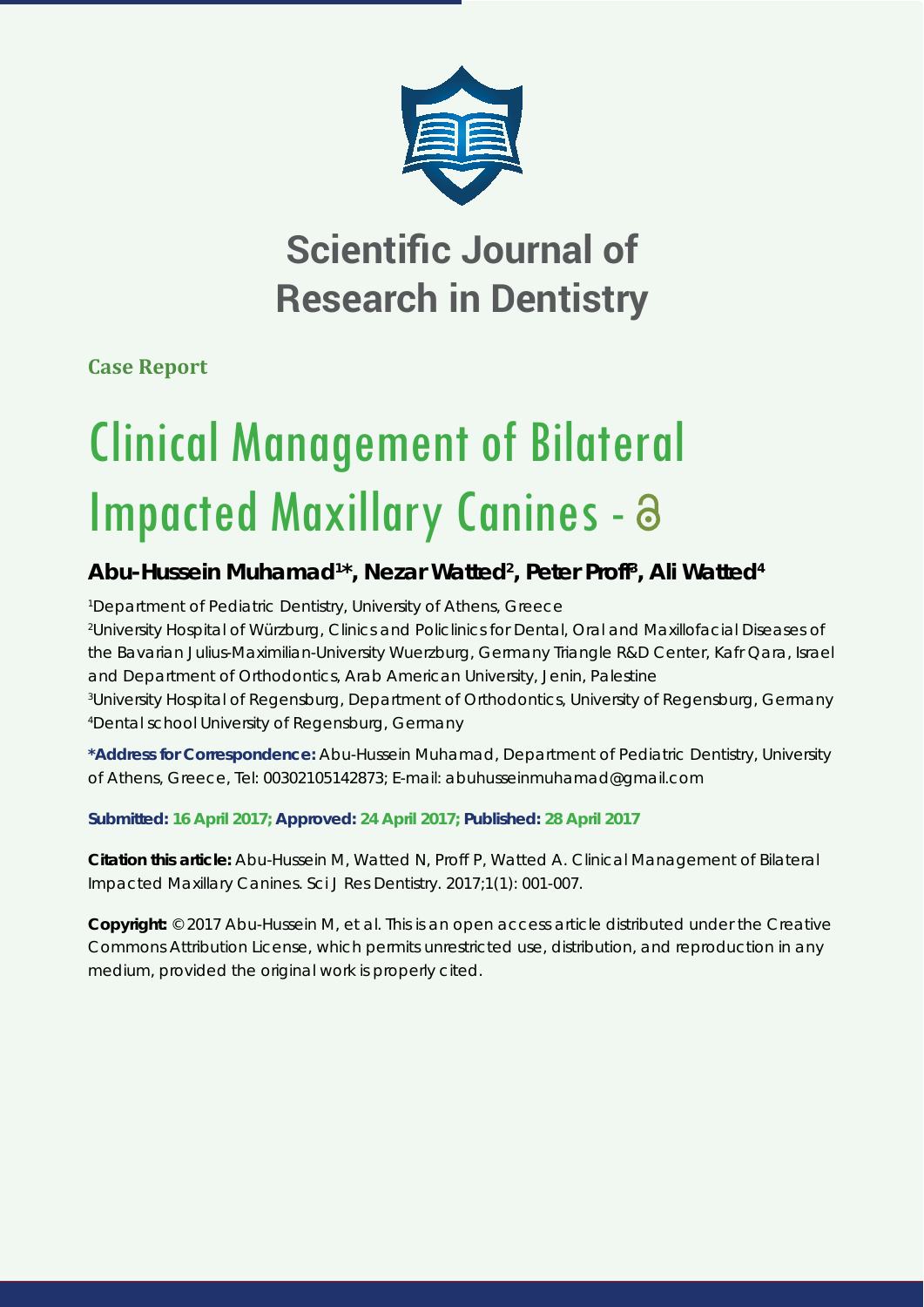# Scientific Journal of Research in Dentistry

**Case Report**

# Clinical Management of Bilateral Impacted Maxillary Canines

## Abu-Hussein Muhamad[1]*, Nezar Watted[2], Peter Proff[3], Ali Watted[4]

[1]Department of Pediatric Dentistry, University of Athens, Greece

[2]University Hospital of Würzburg, Clinics and Policlinics for Dental, Oral and Maxillofacial Diseases of the Bavarian Julius-Maximilian-University Wuerzburg, Germany Triangle R&D Center, Kafr Qara, Israel and Department of Orthodontics, Arab American University, Jenin, Palestine

[3]University Hospital of Regensburg, Department of Orthodontics, University of Regensburg, Germany

[4]Dental school University of Regensburg, Germany

**\*Address for Correspondence:** Abu-Hussein Muhamad, Department of Pediatric Dentistry, University of Athens, Greece, Tel: 00302105142873; E-mail: abuhusseinmuhamad@gmail.com

**Submitted: 16 April 2017; Approved: 24 April 2017; Published: 28 April 2017**

**Citation this article:** Abu-Hussein M, Watted N, Proff P, Watted A. Clinical Management of Bilateral Impacted Maxillary Canines. Sci J Res Dentistry. 2017;1(1): 001-007.

**Copyright:** © 2017 Abu-Hussein M, et al. This is an open access article distributed under the Creative Commons Attribution License, which permits unrestricted use, distribution, and reproduction in any medium, provided the original work is properly cited.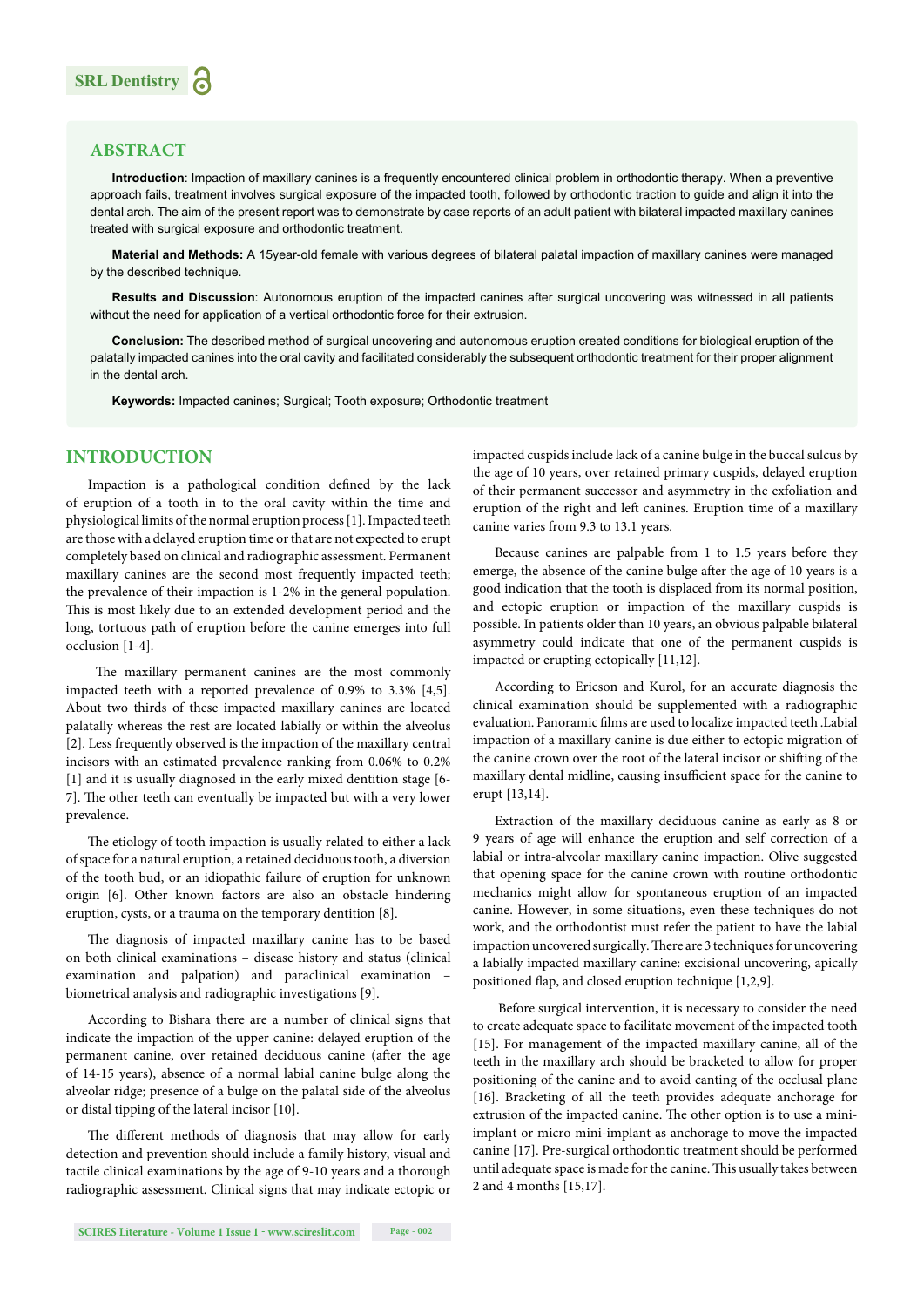## ABSTRACT

**Introduction**: Impaction of maxillary canines is a frequently encountered clinical problem in orthodontic therapy. When a preventive approach fails, treatment involves surgical exposure of the impacted tooth, followed by orthodontic traction to guide and align it into the dental arch. The aim of the present report was to demonstrate by case reports of an adult patient with bilateral impacted maxillary canines treated with surgical exposure and orthodontic treatment.

**Material and Methods:** A 15year-old female with various degrees of bilateral palatal impaction of maxillary canines were managed by the described technique.

**Results and Discussion**: Autonomous eruption of the impacted canines after surgical uncovering was witnessed in all patients without the need for application of a vertical orthodontic force for their extrusion.

**Conclusion:** The described method of surgical uncovering and autonomous eruption created conditions for biological eruption of the palatally impacted canines into the oral cavity and facilitated considerably the subsequent orthodontic treatment for their proper alignment in the dental arch.

**Keywords:** Impacted canines; Surgical; Tooth exposure; Orthodontic treatment

## INTRODUCTION

Impaction is a pathological condition defined by the lack of eruption of a tooth in to the oral cavity within the time and physiological limits of the normal eruption process [1]. Impacted teeth are those with a delayed eruption time or that are not expected to erupt completely based on clinical and radiographic assessment. Permanent maxillary canines are the second most frequently impacted teeth; the prevalence of their impaction is 1-2% in the general population. This is most likely due to an extended development period and the long, tortuous path of eruption before the canine emerges into full occlusion [1-4].

The maxillary permanent canines are the most commonly impacted teeth with a reported prevalence of 0.9% to 3.3% [4,5]. About two thirds of these impacted maxillary canines are located palatally whereas the rest are located labially or within the alveolus [2]. Less frequently observed is the impaction of the maxillary central incisors with an estimated prevalence ranking from 0.06% to 0.2% [1] and it is usually diagnosed in the early mixed dentition stage [6-7]. The other teeth can eventually be impacted but with a very lower prevalence.

The etiology of tooth impaction is usually related to either a lack of space for a natural eruption, a retained deciduous tooth, a diversion of the tooth bud, or an idiopathic failure of eruption for unknown origin [6]. Other known factors are also an obstacle hindering eruption, cysts, or a trauma on the temporary dentition [8].

The diagnosis of impacted maxillary canine has to be based on both clinical examinations – disease history and status (clinical examination and palpation) and paraclinical examination – biometrical analysis and radiographic investigations [9].

According to Bishara there are a number of clinical signs that indicate the impaction of the upper canine: delayed eruption of the permanent canine, over retained deciduous canine (after the age of 14-15 years), absence of a normal labial canine bulge along the alveolar ridge; presence of a bulge on the palatal side of the alveolus or distal tipping of the lateral incisor [10].

The different methods of diagnosis that may allow for early detection and prevention should include a family history, visual and tactile clinical examinations by the age of 9-10 years and a thorough radiographic assessment. Clinical signs that may indicate ectopic or impacted cuspids include lack of a canine bulge in the buccal sulcus by the age of 10 years, over retained primary cuspids, delayed eruption of their permanent successor and asymmetry in the exfoliation and eruption of the right and left canines. Eruption time of a maxillary canine varies from 9.3 to 13.1 years.

Because canines are palpable from 1 to 1.5 years before they emerge, the absence of the canine bulge after the age of 10 years is a good indication that the tooth is displaced from its normal position, and ectopic eruption or impaction of the maxillary cuspids is possible. In patients older than 10 years, an obvious palpable bilateral asymmetry could indicate that one of the permanent cuspids is impacted or erupting ectopically [11,12].

According to Ericson and Kurol, for an accurate diagnosis the clinical examination should be supplemented with a radiographic evaluation. Panoramic films are used to localize impacted teeth .Labial impaction of a maxillary canine is due either to ectopic migration of the canine crown over the root of the lateral incisor or shifting of the maxillary dental midline, causing insufficient space for the canine to erupt [13,14].

Extraction of the maxillary deciduous canine as early as 8 or 9 years of age will enhance the eruption and self correction of a labial or intra-alveolar maxillary canine impaction. Olive suggested that opening space for the canine crown with routine orthodontic mechanics might allow for spontaneous eruption of an impacted canine. However, in some situations, even these techniques do not work, and the orthodontist must refer the patient to have the labial impaction uncovered surgically. There are 3 techniques for uncovering a labially impacted maxillary canine: excisional uncovering, apically positioned flap, and closed eruption technique [1,2,9].

Before surgical intervention, it is necessary to consider the need to create adequate space to facilitate movement of the impacted tooth [15]. For management of the impacted maxillary canine, all of the teeth in the maxillary arch should be bracketed to allow for proper positioning of the canine and to avoid canting of the occlusal plane [16]. Bracketing of all the teeth provides adequate anchorage for extrusion of the impacted canine. The other option is to use a mini-implant or micro mini-implant as anchorage to move the impacted canine [17]. Pre-surgical orthodontic treatment should be performed until adequate space is made for the canine. This usually takes between 2 and 4 months [15,17].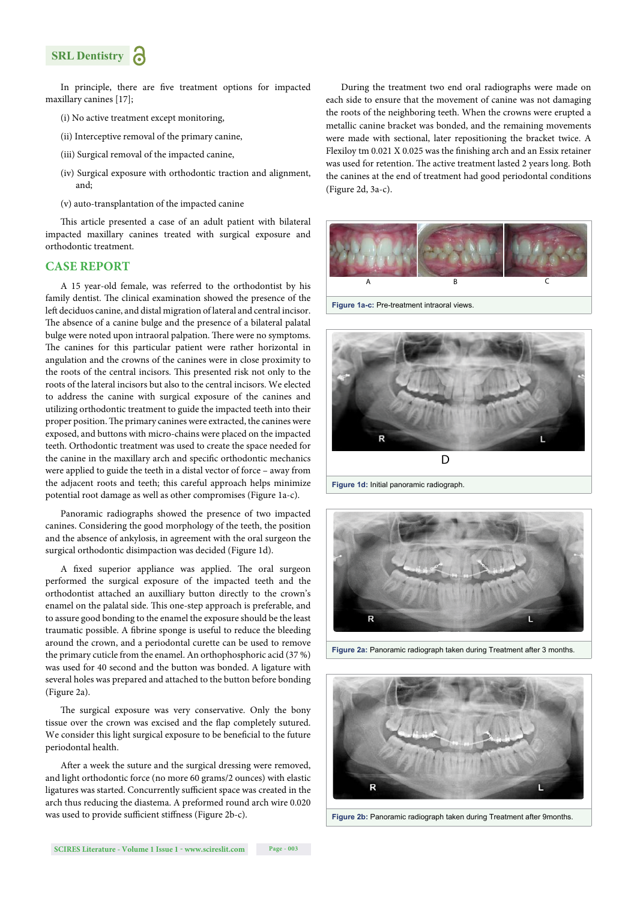In principle, there are five treatment options for impacted maxillary canines [17];

(i) No active treatment except monitoring,

(ii) Interceptive removal of the primary canine,

(iii) Surgical removal of the impacted canine,

(iv) Surgical exposure with orthodontic traction and alignment, and;

(v) auto-transplantation of the impacted canine

This article presented a case of an adult patient with bilateral impacted maxillary canines treated with surgical exposure and orthodontic treatment.

## CASE REPORT

A 15 year-old female, was referred to the orthodontist by his family dentist. The clinical examination showed the presence of the left deciduos canine, and distal migration of lateral and central incisor. The absence of a canine bulge and the presence of a bilateral palatal bulge were noted upon intraoral palpation. There were no symptoms. The canines for this particular patient were rather horizontal in angulation and the crowns of the canines were in close proximity to the roots of the central incisors. This presented risk not only to the roots of the lateral incisors but also to the central incisors. We elected to address the canine with surgical exposure of the canines and utilizing orthodontic treatment to guide the impacted teeth into their proper position. The primary canines were extracted, the canines were exposed, and buttons with micro-chains were placed on the impacted teeth. Orthodontic treatment was used to create the space needed for the canine in the maxillary arch and specific orthodontic mechanics were applied to guide the teeth in a distal vector of force – away from the adjacent roots and teeth; this careful approach helps minimize potential root damage as well as other compromises (Figure 1a-c).

Panoramic radiographs showed the presence of two impacted canines. Considering the good morphology of the teeth, the position and the absence of ankylosis, in agreement with the oral surgeon the surgical orthodontic disimpaction was decided (Figure 1d).

A fixed superior appliance was applied. The oral surgeon performed the surgical exposure of the impacted teeth and the orthodontist attached an auxilliary button directly to the crown's enamel on the palatal side. This one-step approach is preferable, and to assure good bonding to the enamel the exposure should be the least traumatic possible. A fibrine sponge is useful to reduce the bleeding around the crown, and a periodontal curette can be used to remove the primary cuticle from the enamel. An orthophosphoric acid (37 %) was used for 40 second and the button was bonded. A ligature with several holes was prepared and attached to the button before bonding (Figure 2a).

The surgical exposure was very conservative. Only the bony tissue over the crown was excised and the flap completely sutured. We consider this light surgical exposure to be beneficial to the future periodontal health.

After a week the suture and the surgical dressing were removed, and light orthodontic force (no more 60 grams/2 ounces) with elastic ligatures was started. Concurrently sufficient space was created in the arch thus reducing the diastema. A preformed round arch wire 0.020 was used to provide sufficient stiffness (Figure 2b-c).

During the treatment two end oral radiographs were made on each side to ensure that the movement of canine was not damaging the roots of the neighboring teeth. When the crowns were erupted a metallic canine bracket was bonded, and the remaining movements were made with sectional, later repositioning the bracket twice. A Flexiloy tm 0.021 X 0.025 was the finishing arch and an Essix retainer was used for retention. The active treatment lasted 2 years long. Both the canines at the end of treatment had good periodontal conditions (Figure 2d, 3a-c).

**Figure 1a-c:** Pre-treatment intraoral views.

**Figure 1d:** Initial panoramic radiograph.

**Figure 2a:** Panoramic radiograph taken during Treatment after 3 months.

**Figure 2b:** Panoramic radiograph taken during Treatment after 9months.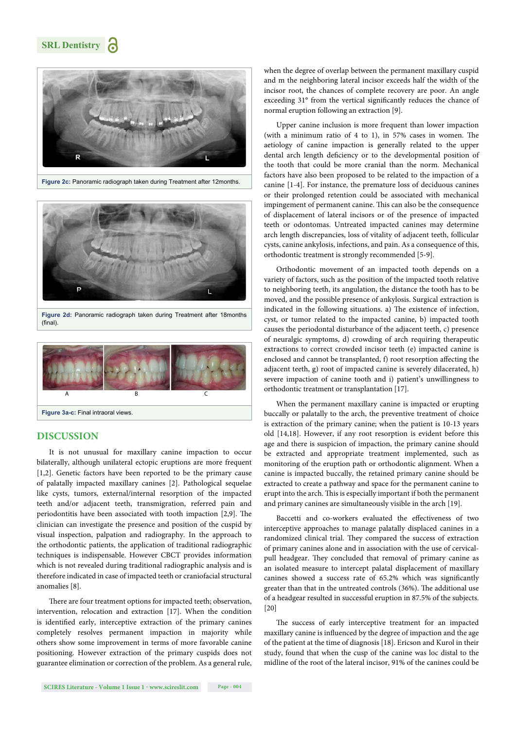Figure 2c: Panoramic radiograph taken during Treatment after 12months.

Figure 2d: Panoramic radiograph taken during Treatment after 18months (final).

Figure 3a-c: Final intraoral views.

## DISCUSSION

It is not unusual for maxillary canine impaction to occur bilaterally, although unilateral ectopic eruptions are more frequent [1,2]. Genetic factors have been reported to be the primary cause of palatally impacted maxillary canines [2]. Pathological sequelae like cysts, tumors, external/internal resorption of the impacted teeth and/or adjacent teeth, transmigration, referred pain and periodontitis have been associated with tooth impaction [2,9]. The clinician can investigate the presence and position of the cuspid by visual inspection, palpation and radiography. In the approach to the orthodontic patients, the application of traditional radiographic techniques is indispensable. However CBCT provides information which is not revealed during traditional radiographic analysis and is therefore indicated in case of impacted teeth or craniofacial structural anomalies [8].

There are four treatment options for impacted teeth; observation, intervention, relocation and extraction [17]. When the condition is identified early, interceptive extraction of the primary canines completely resolves permanent impaction in majority while others show some improvement in terms of more favorable canine positioning. However extraction of the primary cuspids does not guarantee elimination or correction of the problem. As a general rule, when the degree of overlap between the permanent maxillary cuspid and m the neighboring lateral incisor exceeds half the width of the incisor root, the chances of complete recovery are poor. An angle exceeding 31° from the vertical significantly reduces the chance of normal eruption following an extraction [9].

Upper canine inclusion is more frequent than lower impaction (with a minimum ratio of 4 to 1), in 57% cases in women. The aetiology of canine impaction is generally related to the upper dental arch length deficiency or to the developmental position of the tooth that could be more cranial than the norm. Mechanical factors have also been proposed to be related to the impaction of a canine [1-4]. For instance, the premature loss of deciduous canines or their prolonged retention could be associated with mechanical impingement of permanent canine. This can also be the consequence of displacement of lateral incisors or of the presence of impacted teeth or odontomas. Untreated impacted canines may determine arch length discrepancies, loss of vitality of adjacent teeth, follicular cysts, canine ankylosis, infections, and pain. As a consequence of this, orthodontic treatment is strongly recommended [5-9].

Orthodontic movement of an impacted tooth depends on a variety of factors, such as the position of the impacted tooth relative to neighboring teeth, its angulation, the distance the tooth has to be moved, and the possible presence of ankylosis. Surgical extraction is indicated in the following situations. a) The existence of infection, cyst, or tumor related to the impacted canine, b) impacted tooth causes the periodontal disturbance of the adjacent teeth, c) presence of neuralgic symptoms, d) crowding of arch requiring therapeutic extractions to correct crowded incisor teeth (e) impacted canine is enclosed and cannot be transplanted, f) root resorption affecting the adjacent teeth, g) root of impacted canine is severely dilacerated, h) severe impaction of canine tooth and i) patient's unwillingness to orthodontic treatment or transplantation [17].

When the permanent maxillary canine is impacted or erupting buccally or palatally to the arch, the preventive treatment of choice is extraction of the primary canine; when the patient is 10-13 years old [14,18]. However, if any root resorption is evident before this age and there is suspicion of impaction, the primary canine should be extracted and appropriate treatment implemented, such as monitoring of the eruption path or orthodontic alignment. When a canine is impacted buccally, the retained primary canine should be extracted to create a pathway and space for the permanent canine to erupt into the arch. This is especially important if both the permanent and primary canines are simultaneously visible in the arch [19].

Baccetti and co-workers evaluated the effectiveness of two interceptive approaches to manage palatally displaced canines in a randomized clinical trial. They compared the success of extraction of primary canines alone and in association with the use of cervical-pull headgear. They concluded that removal of primary canine as an isolated measure to intercept palatal displacement of maxillary canines showed a success rate of 65.2% which was significantly greater than that in the untreated controls (36%). The additional use of a headgear resulted in successful eruption in 87.5% of the subjects. [20]

The success of early interceptive treatment for an impacted maxillary canine is influenced by the degree of impaction and the age of the patient at the time of diagnosis [18]. Ericson and Kurol in their study, found that when the cusp of the canine was loc distal to the midline of the root of the lateral incisor, 91% of the canines could be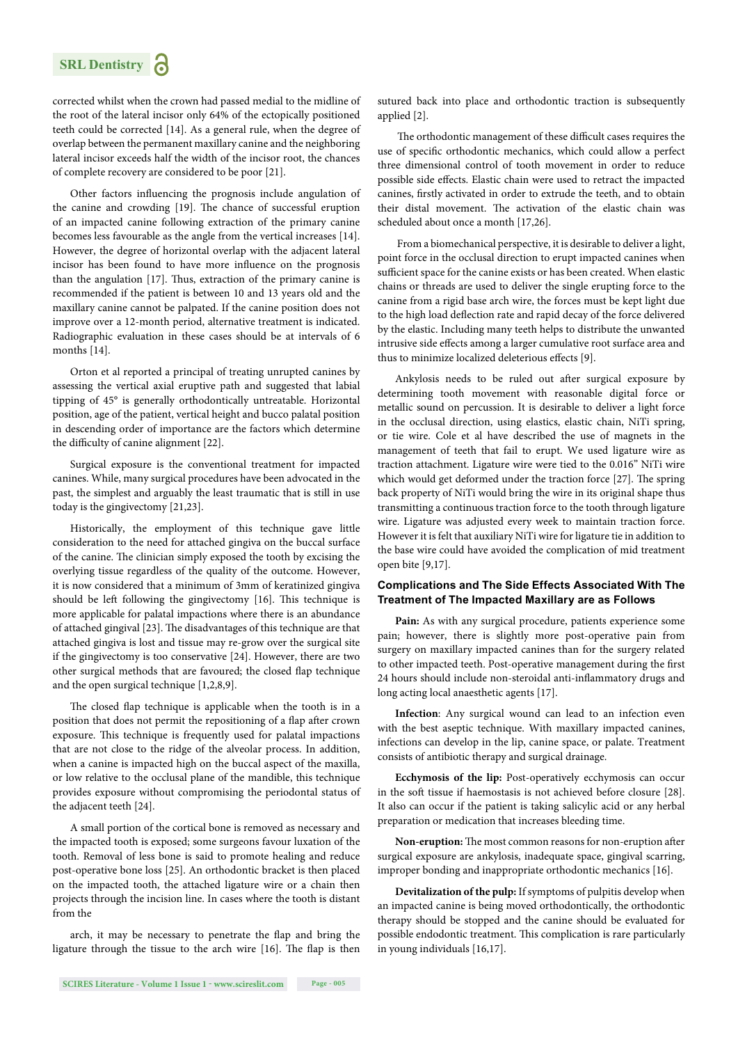corrected whilst when the crown had passed medial to the midline of the root of the lateral incisor only 64% of the ectopically positioned teeth could be corrected [14]. As a general rule, when the degree of overlap between the permanent maxillary canine and the neighboring lateral incisor exceeds half the width of the incisor root, the chances of complete recovery are considered to be poor [21].

Other factors influencing the prognosis include angulation of the canine and crowding [19]. The chance of successful eruption of an impacted canine following extraction of the primary canine becomes less favourable as the angle from the vertical increases [14]. However, the degree of horizontal overlap with the adjacent lateral incisor has been found to have more influence on the prognosis than the angulation [17]. Thus, extraction of the primary canine is recommended if the patient is between 10 and 13 years old and the maxillary canine cannot be palpated. If the canine position does not improve over a 12-month period, alternative treatment is indicated. Radiographic evaluation in these cases should be at intervals of 6 months [14].

Orton et al reported a principal of treating unrupted canines by assessing the vertical axial eruptive path and suggested that labial tipping of 45° is generally orthodontically untreatable. Horizontal position, age of the patient, vertical height and bucco palatal position in descending order of importance are the factors which determine the difficulty of canine alignment [22].

Surgical exposure is the conventional treatment for impacted canines. While, many surgical procedures have been advocated in the past, the simplest and arguably the least traumatic that is still in use today is the gingivectomy [21,23].

Historically, the employment of this technique gave little consideration to the need for attached gingiva on the buccal surface of the canine. The clinician simply exposed the tooth by excising the overlying tissue regardless of the quality of the outcome. However, it is now considered that a minimum of 3mm of keratinized gingiva should be left following the gingivectomy [16]. This technique is more applicable for palatal impactions where there is an abundance of attached gingival [23]. The disadvantages of this technique are that attached gingiva is lost and tissue may re-grow over the surgical site if the gingivectomy is too conservative [24]. However, there are two other surgical methods that are favoured; the closed flap technique and the open surgical technique [1,2,8,9].

The closed flap technique is applicable when the tooth is in a position that does not permit the repositioning of a flap after crown exposure. This technique is frequently used for palatal impactions that are not close to the ridge of the alveolar process. In addition, when a canine is impacted high on the buccal aspect of the maxilla, or low relative to the occlusal plane of the mandible, this technique provides exposure without compromising the periodontal status of the adjacent teeth [24].

A small portion of the cortical bone is removed as necessary and the impacted tooth is exposed; some surgeons favour luxation of the tooth. Removal of less bone is said to promote healing and reduce post-operative bone loss [25]. An orthodontic bracket is then placed on the impacted tooth, the attached ligature wire or a chain then projects through the incision line. In cases where the tooth is distant from the arch, it may be necessary to penetrate the flap and bring the ligature through the tissue to the arch wire [16]. The flap is then sutured back into place and orthodontic traction is subsequently applied [2].

The orthodontic management of these difficult cases requires the use of specific orthodontic mechanics, which could allow a perfect three dimensional control of tooth movement in order to reduce possible side effects. Elastic chain were used to retract the impacted canines, firstly activated in order to extrude the teeth, and to obtain their distal movement. The activation of the elastic chain was scheduled about once a month [17,26].

From a biomechanical perspective, it is desirable to deliver a light, point force in the occlusal direction to erupt impacted canines when sufficient space for the canine exists or has been created. When elastic chains or threads are used to deliver the single erupting force to the canine from a rigid base arch wire, the forces must be kept light due to the high load deflection rate and rapid decay of the force delivered by the elastic. Including many teeth helps to distribute the unwanted intrusive side effects among a larger cumulative root surface area and thus to minimize localized deleterious effects [9].

Ankylosis needs to be ruled out after surgical exposure by determining tooth movement with reasonable digital force or metallic sound on percussion. It is desirable to deliver a light force in the occlusal direction, using elastics, elastic chain, NiTi spring, or tie wire. Cole et al have described the use of magnets in the management of teeth that fail to erupt. We used ligature wire as traction attachment. Ligature wire were tied to the 0.016" NiTi wire which would get deformed under the traction force [27]. The spring back property of NiTi would bring the wire in its original shape thus transmitting a continuous traction force to the tooth through ligature wire. Ligature was adjusted every week to maintain traction force. However it is felt that auxiliary NiTi wire for ligature tie in addition to the base wire could have avoided the complication of mid treatment open bite [9,17].

### Complications and The Side Effects Associated With The Treatment of The Impacted Maxillary are as Follows

**Pain:** As with any surgical procedure, patients experience some pain; however, there is slightly more post-operative pain from surgery on maxillary impacted canines than for the surgery related to other impacted teeth. Post-operative management during the first 24 hours should include non-steroidal anti-inflammatory drugs and long acting local anaesthetic agents [17].

**Infection**: Any surgical wound can lead to an infection even with the best aseptic technique. With maxillary impacted canines, infections can develop in the lip, canine space, or palate. Treatment consists of antibiotic therapy and surgical drainage.

**Ecchymosis of the lip:** Post-operatively ecchymosis can occur in the soft tissue if haemostasis is not achieved before closure [28]. It also can occur if the patient is taking salicylic acid or any herbal preparation or medication that increases bleeding time.

**Non-eruption:** The most common reasons for non-eruption after surgical exposure are ankylosis, inadequate space, gingival scarring, improper bonding and inappropriate orthodontic mechanics [16].

**Devitalization of the pulp:** If symptoms of pulpitis develop when an impacted canine is being moved orthodontically, the orthodontic therapy should be stopped and the canine should be evaluated for possible endodontic treatment. This complication is rare particularly in young individuals [16,17].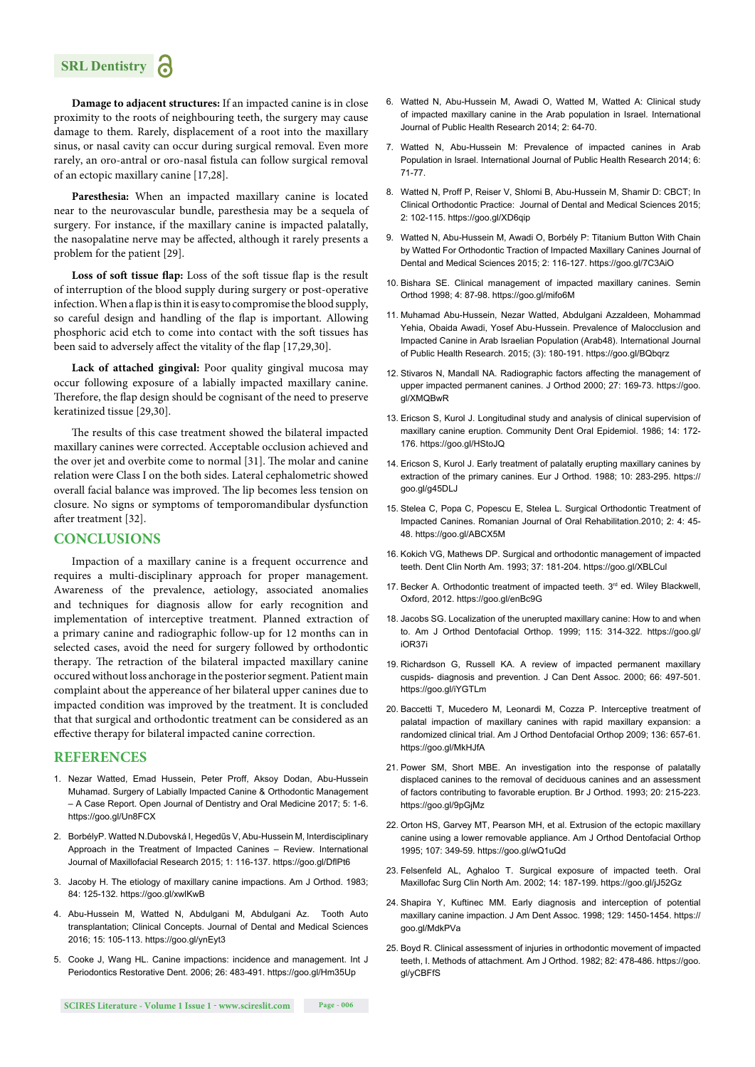**Damage to adjacent structures:** If an impacted canine is in close proximity to the roots of neighbouring teeth, the surgery may cause damage to them. Rarely, displacement of a root into the maxillary sinus, or nasal cavity can occur during surgical removal. Even more rarely, an oro-antral or oro-nasal fistula can follow surgical removal of an ectopic maxillary canine [17,28].

**Paresthesia:** When an impacted maxillary canine is located near to the neurovascular bundle, paresthesia may be a sequela of surgery. For instance, if the maxillary canine is impacted palatally, the nasopalatine nerve may be affected, although it rarely presents a problem for the patient [29].

**Loss of soft tissue flap:** Loss of the soft tissue flap is the result of interruption of the blood supply during surgery or post-operative infection. When a flap is thin it is easy to compromise the blood supply, so careful design and handling of the flap is important. Allowing phosphoric acid etch to come into contact with the soft tissues has been said to adversely affect the vitality of the flap [17,29,30].

**Lack of attached gingival:** Poor quality gingival mucosa may occur following exposure of a labially impacted maxillary canine. Therefore, the flap design should be cognisant of the need to preserve keratinized tissue [29,30].

The results of this case treatment showed the bilateral impacted maxillary canines were corrected. Acceptable occlusion achieved and the over jet and overbite come to normal [31]. The molar and canine relation were Class I on the both sides. Lateral cephalometric showed overall facial balance was improved. The lip becomes less tension on closure. No signs or symptoms of temporomandibular dysfunction after treatment [32].

## CONCLUSIONS

Impaction of a maxillary canine is a frequent occurrence and requires a multi-disciplinary approach for proper management. Awareness of the prevalence, aetiology, associated anomalies and techniques for diagnosis allow for early recognition and implementation of interceptive treatment. Planned extraction of a primary canine and radiographic follow-up for 12 months can in selected cases, avoid the need for surgery followed by orthodontic therapy. The retraction of the bilateral impacted maxillary canine occured without loss anchorage in the posterior segment. Patient main complaint about the appereance of her bilateral upper canines due to impacted condition was improved by the treatment. It is concluded that that surgical and orthodontic treatment can be considered as an effective therapy for bilateral impacted canine correction.

## REFERENCES

1. Nezar Watted, Emad Hussein, Peter Proff, Aksoy Dodan, Abu-Hussein Muhamad. Surgery of Labially Impacted Canine & Orthodontic Management – A Case Report. Open Journal of Dentistry and Oral Medicine 2017; 5: 1-6. https://goo.gl/Un8FCX
2. BorbélyP. Watted N.Dubovská I, Hegedűs V, Abu-Hussein M, Interdisciplinary Approach in the Treatment of Impacted Canines – Review. International Journal of Maxillofacial Research 2015; 1: 116-137. https://goo.gl/DfIPt6
3. Jacoby H. The etiology of maxillary canine impactions. Am J Orthod. 1983; 84: 125-132. https://goo.gl/xwlKwB
4. Abu-Hussein M, Watted N, Abdulgani M, Abdulgani Az. Tooth Auto transplantation; Clinical Concepts. Journal of Dental and Medical Sciences 2016; 15: 105-113. https://goo.gl/ynEyt3
5. Cooke J, Wang HL. Canine impactions: incidence and management. Int J Periodontics Restorative Dent. 2006; 26: 483-491. https://goo.gl/Hm35Up
6. Watted N, Abu-Hussein M, Awadi O, Watted N, Watted A: Clinical study of impacted maxillary canine in the Arab population in Israel. International Journal of Public Health Research 2014; 2: 64-70.
7. Watted N, Abu-Hussein M: Prevalence of impacted canines in Arab Population in Israel. International Journal of Public Health Research 2014; 6: 71-77.
8. Watted N, Proff P, Reiser V, Shlomi B, Abu-Hussein M, Shamir D: CBCT; In Clinical Orthodontic Practice: Journal of Dental and Medical Sciences 2015; 2: 102-115. https://goo.gl/XD6qip
9. Watted N, Abu-Hussein M, Awadi O, Borbély P: Titanium Button With Chain by Watted For Orthodontic Traction of Impacted Maxillary Canines Journal of Dental and Medical Sciences 2015; 2: 116-127. https://goo.gl/7C3AiO
10. Bishara SE. Clinical management of impacted maxillary canines. Semin Orthod 1998; 4: 87-98. https://goo.gl/mifo6M
11. Muhamad Abu-Hussein, Nezar Watted, Abdulgani Azzaldeen, Mohammad Yehia, Obaida Awadi, Yosef Abu-Hussein. Prevalence of Malocclusion and Impacted Canine in Arab Israelian Population (Arab48). International Journal of Public Health Research. 2015; (3): 180-191. https://goo.gl/BQbqrz
12. Stivaros N, Mandall NA. Radiographic factors affecting the management of upper impacted permanent canines. J Orthod 2000; 27: 169-73. https://goo.gl/XMQBwR
13. Ericson S, Kurol J. Longitudinal study and analysis of clinical supervision of maxillary canine eruption. Community Dent Oral Epidemiol. 1986; 14: 172-176. https://goo.gl/HStoJQ
14. Ericson S, Kurol J. Early treatment of palatally erupting maxillary canines by extraction of the primary canines. Eur J Orthod. 1988; 10: 283-295. https://goo.gl/g45DLJ
15. Stelea C, Popa C, Popescu E, Stelea L. Surgical Orthodontic Treatment of Impacted Canines. Romanian Journal of Oral Rehabilitation.2010; 2: 4: 45-48. https://goo.gl/ABCX5M
16. Kokich VG, Mathews DP. Surgical and orthodontic management of impacted teeth. Dent Clin North Am. 1993; 37: 181-204. https://goo.gl/XBLCul
17. Becker A. Orthodontic treatment of impacted teeth. 3rd ed. Wiley Blackwell, Oxford, 2012. https://goo.gl/enBc9G
18. Jacobs SG. Localization of the unerupted maxillary canine: How to and when to. Am J Orthod Dentofacial Orthop. 1999; 115: 314-322. https://goo.gl/iOR37i
19. Richardson G, Russell KA. A review of impacted permanent maxillary cuspids- diagnosis and prevention. J Can Dent Assoc. 2000; 66: 497-501. https://goo.gl/iYGTLm
20. Baccetti T, Mucedero M, Leonardi M, Cozza P. Interceptive treatment of palatal impaction of maxillary canines with rapid maxillary expansion: a randomized clinical trial. Am J Orthod Dentofacial Orthop 2009; 136: 657-61. https://goo.gl/MkHJfA
21. Power SM, Short MBE. An investigation into the response of palatally displaced canines to the removal of deciduous canines and an assessment of factors contributing to favorable eruption. Br J Orthod. 1993; 20: 215-223. https://goo.gl/9pGjMz
22. Orton HS, Garvey MT, Pearson MH, et al. Extrusion of the ectopic maxillary canine using a lower removable appliance. Am J Orthod Dentofacial Orthop 1995; 107: 349-59. https://goo.gl/wQ1uQd
23. Felsenfeld AL, Aghaloo T. Surgical exposure of impacted teeth. Oral Maxillofac Surg Clin North Am. 2002; 14: 187-199. https://goo.gl/jJ52Gz
24. Shapira Y, Kuftinec MM. Early diagnosis and interception of potential maxillary canine impaction. J Am Dent Assoc. 1998; 129: 1450-1454. https://goo.gl/MdkPVa
25. Boyd R. Clinical assessment of injuries in orthodontic movement of impacted teeth, I. Methods of attachment. Am J Orthod. 1982; 82: 478-486. https://goo.gl/yCBFfS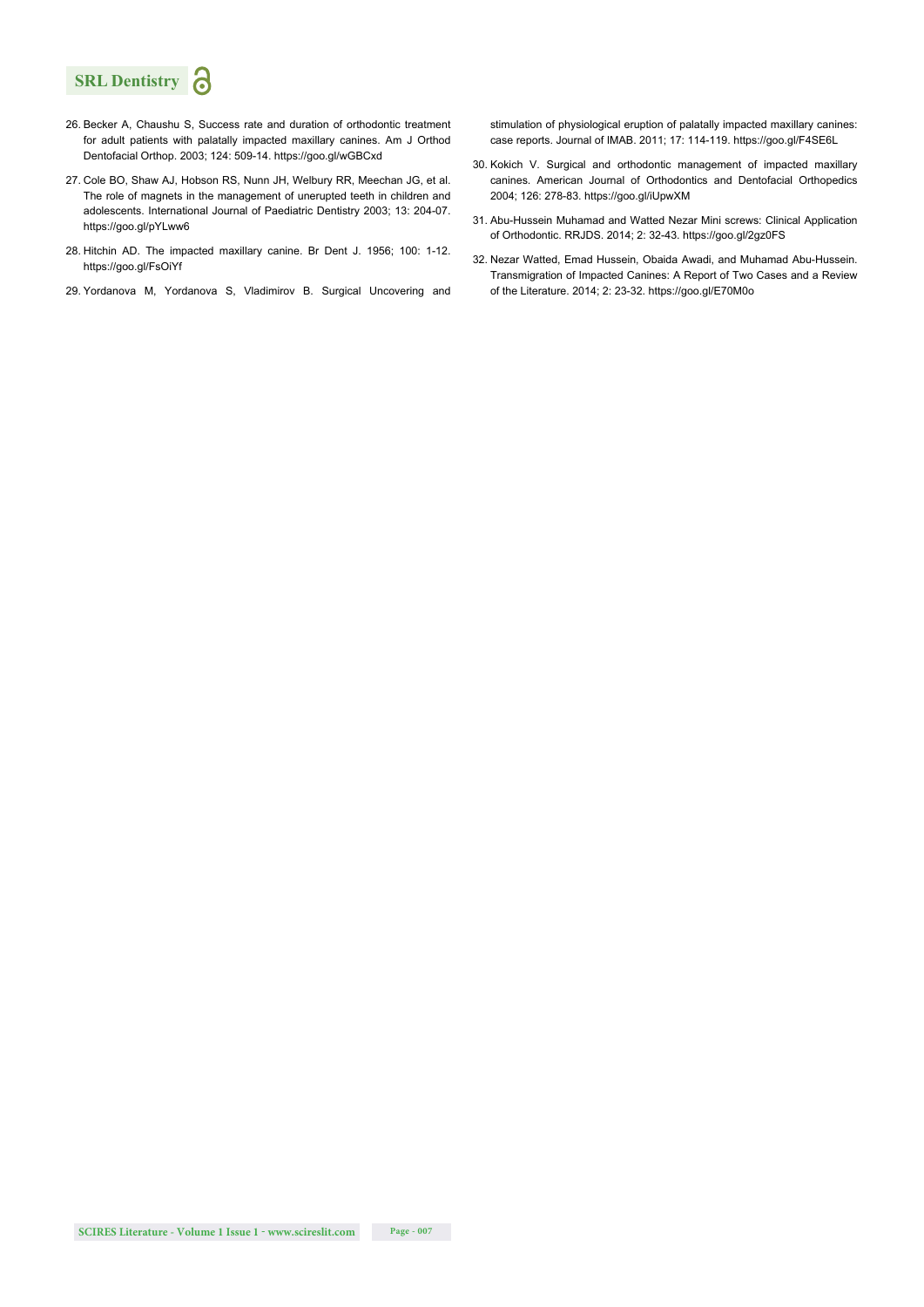26. Becker A, Chaushu S, Success rate and duration of orthodontic treatment for adult patients with palatally impacted maxillary canines. Am J Orthod Dentofacial Orthop. 2003; 124: 509-14. https://goo.gl/wGBCxd

27. Cole BO, Shaw AJ, Hobson RS, Nunn JH, Welbury RR, Meechan JG, et al. The role of magnets in the management of unerupted teeth in children and adolescents. International Journal of Paediatric Dentistry 2003; 13: 204-07. https://goo.gl/pYLww6

28. Hitchin AD. The impacted maxillary canine. Br Dent J. 1956; 100: 1-12. https://goo.gl/FsOiYf

29. Yordanova M, Yordanova S, Vladimirov B. Surgical Uncovering and stimulation of physiological eruption of palatally impacted maxillary canines: case reports. Journal of IMAB. 2011; 17: 114-119. https://goo.gl/F4SE6L

30. Kokich V. Surgical and orthodontic management of impacted maxillary canines. American Journal of Orthodontics and Dentofacial Orthopedics 2004; 126: 278-83. https://goo.gl/iUpwXM

31. Abu-Hussein Muhamad and Watted Nezar Mini screws: Clinical Application of Orthodontic. RRJDS. 2014; 2: 32-43. https://goo.gl/2gz0FS

32. Nezar Watted, Emad Hussein, Obaida Awadi, and Muhamad Abu-Hussein. Transmigration of Impacted Canines: A Report of Two Cases and a Review of the Literature. 2014; 2: 23-32. https://goo.gl/E70M0o